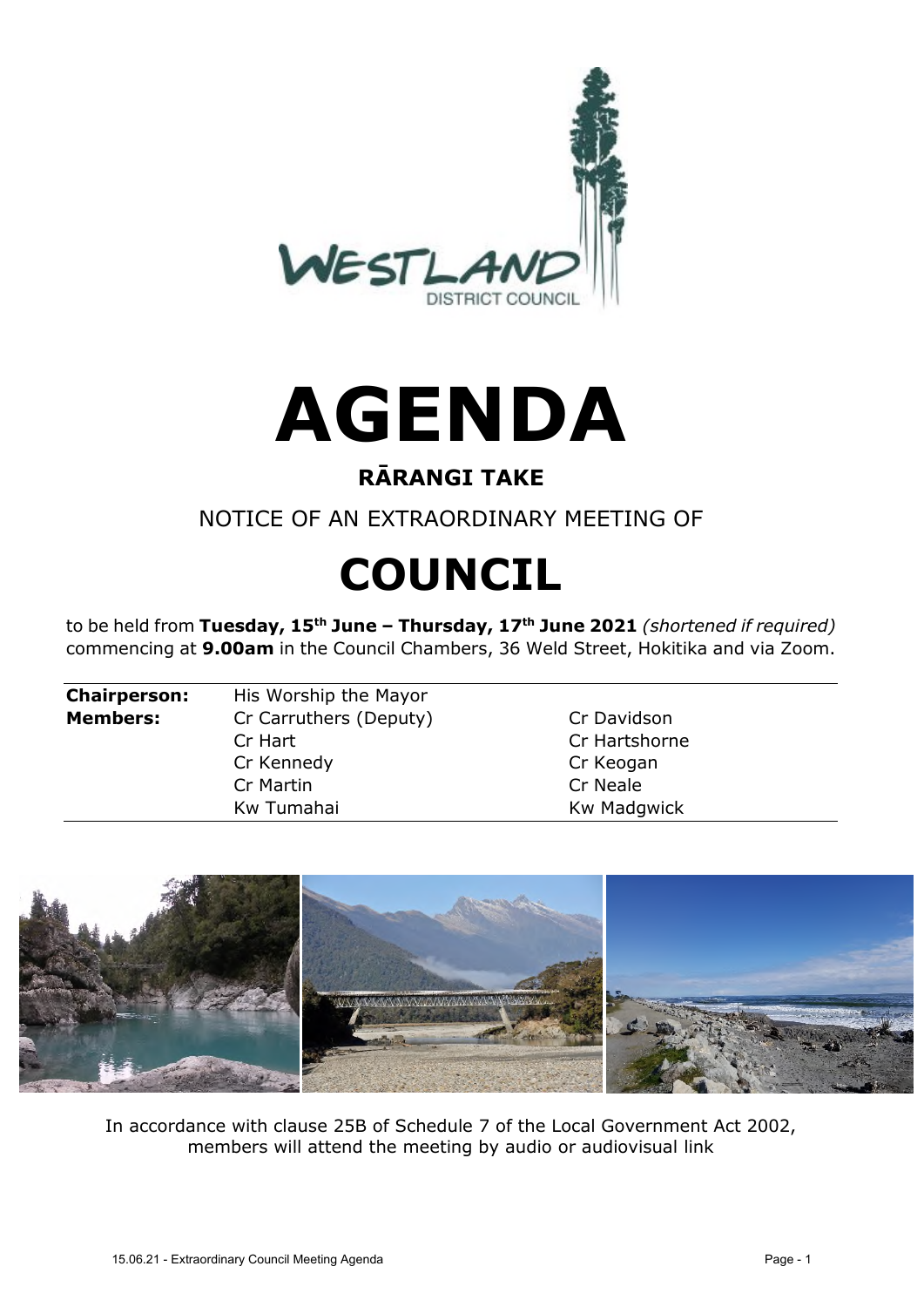# AGENDA

## RĀRANGI TAKE

NOTICE OF AN EXTRAORDINARY MEETING OF

# COUNCIL

to be held from **Tuesday, 15th June – Thursday, 17th June 2021** *(shortened if required)* commencing at **9.00am** in the Council Chambers, 36 Weld Street, Hokitika and via Zoom.

| | | |
|---|---|---|
| **Chairperson:** | His Worship the Mayor | |
| **Members:** | Cr Carruthers (Deputy) | Cr Davidson |
| | Cr Hart | Cr Hartshorne |
| | Cr Kennedy | Cr Keogan |
| | Cr Martin | Cr Neale |
| | Kw Tumahai | Kw Madgwick |

In accordance with clause 25B of Schedule 7 of the Local Government Act 2002, members will attend the meeting by audio or audiovisual link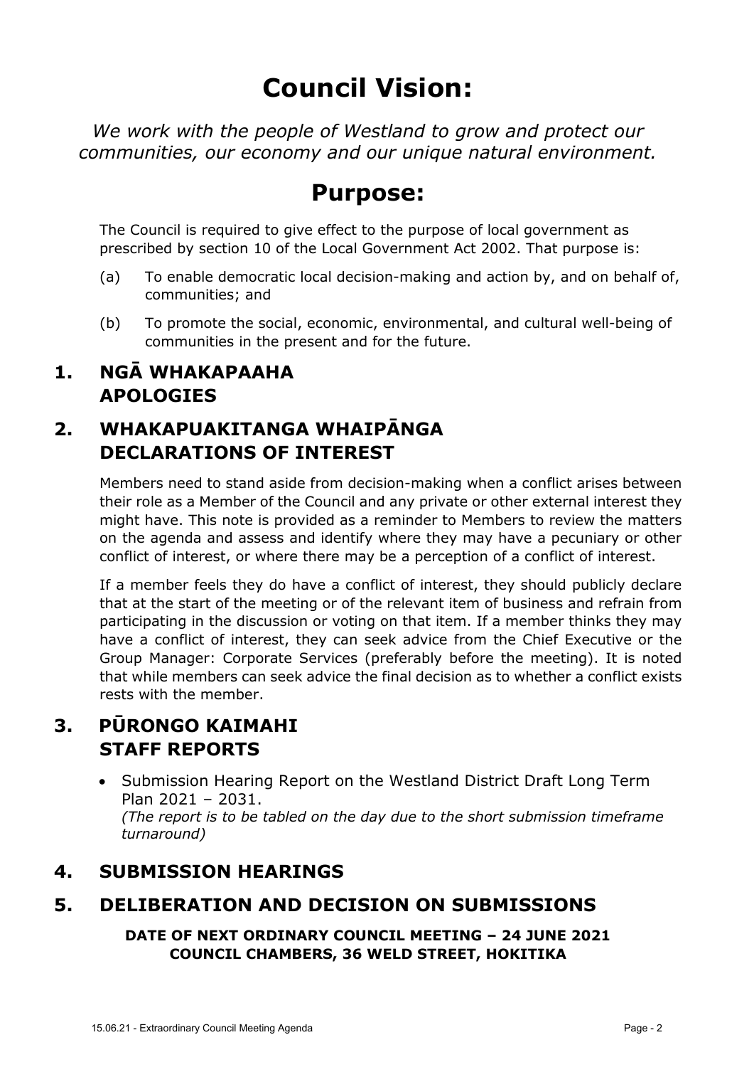# Council Vision:

*We work with the people of Westland to grow and protect our communities, our economy and our unique natural environment.*

# Purpose:

The Council is required to give effect to the purpose of local government as prescribed by section 10 of the Local Government Act 2002. That purpose is:

(a) To enable democratic local decision-making and action by, and on behalf of, communities; and

(b) To promote the social, economic, environmental, and cultural well-being of communities in the present and for the future.

## 1. NGĀ WHAKAPAAHA APOLOGIES

## 2. WHAKAPUAKITANGA WHAIPĀNGA DECLARATIONS OF INTEREST

Members need to stand aside from decision-making when a conflict arises between their role as a Member of the Council and any private or other external interest they might have. This note is provided as a reminder to Members to review the matters on the agenda and assess and identify where they may have a pecuniary or other conflict of interest, or where there may be a perception of a conflict of interest.

If a member feels they do have a conflict of interest, they should publicly declare that at the start of the meeting or of the relevant item of business and refrain from participating in the discussion or voting on that item. If a member thinks they may have a conflict of interest, they can seek advice from the Chief Executive or the Group Manager: Corporate Services (preferably before the meeting). It is noted that while members can seek advice the final decision as to whether a conflict exists rests with the member.

## 3. PŪRONGO KAIMAHI STAFF REPORTS

- Submission Hearing Report on the Westland District Draft Long Term Plan 2021 – 2031.
  *(The report is to be tabled on the day due to the short submission timeframe turnaround)*

## 4. SUBMISSION HEARINGS

## 5. DELIBERATION AND DECISION ON SUBMISSIONS

**DATE OF NEXT ORDINARY COUNCIL MEETING – 24 JUNE 2021**
**COUNCIL CHAMBERS, 36 WELD STREET, HOKITIKA**